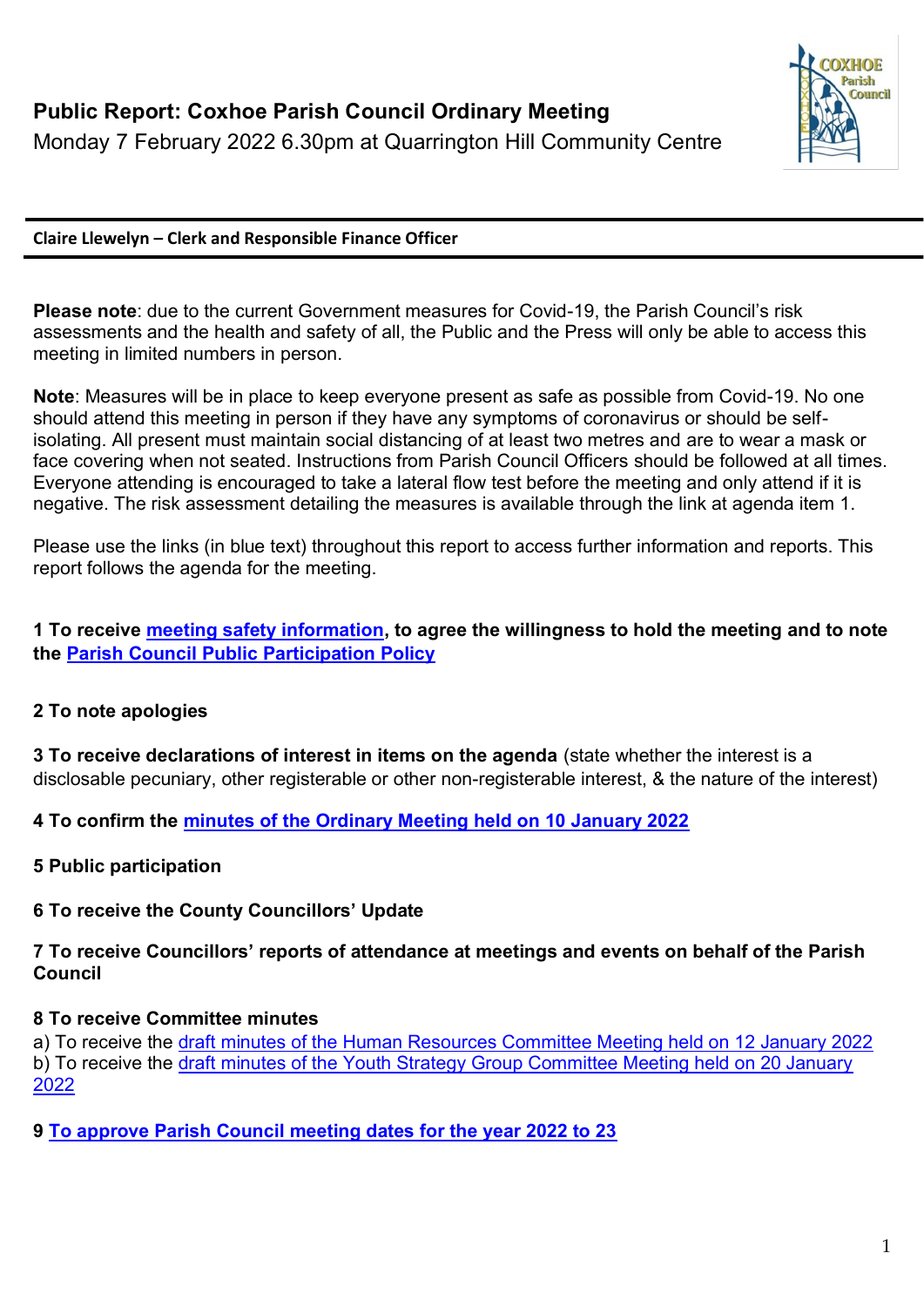# Public Report: Coxhoe Parish Council Ordinary Meeting

Monday 7 February 2022 6.30pm at Quarrington Hill Community Centre

**Claire Llewelyn – Clerk and Responsible Finance Officer**

**Please note**: due to the current Government measures for Covid-19, the Parish Council's risk assessments and the health and safety of all, the Public and the Press will only be able to access this meeting in limited numbers in person.

**Note**: Measures will be in place to keep everyone present as safe as possible from Covid-19. No one should attend this meeting in person if they have any symptoms of coronavirus or should be self-isolating. All present must maintain social distancing of at least two metres and are to wear a mask or face covering when not seated. Instructions from Parish Council Officers should be followed at all times. Everyone attending is encouraged to take a lateral flow test before the meeting and only attend if it is negative. The risk assessment detailing the measures is available through the link at agenda item 1.

Please use the links (in blue text) throughout this report to access further information and reports. This report follows the agenda for the meeting.

**1 To receive meeting safety information, to agree the willingness to hold the meeting and to note the Parish Council Public Participation Policy**

**2 To note apologies**

**3 To receive declarations of interest in items on the agenda** (state whether the interest is a disclosable pecuniary, other registerable or other non-registerable interest, & the nature of the interest)

**4 To confirm the minutes of the Ordinary Meeting held on 10 January 2022**

**5 Public participation**

**6 To receive the County Councillors' Update**

**7 To receive Councillors' reports of attendance at meetings and events on behalf of the Parish Council**

**8 To receive Committee minutes**

a) To receive the draft minutes of the Human Resources Committee Meeting held on 12 January 2022
b) To receive the draft minutes of the Youth Strategy Group Committee Meeting held on 20 January 2022

**9 To approve Parish Council meeting dates for the year 2022 to 23**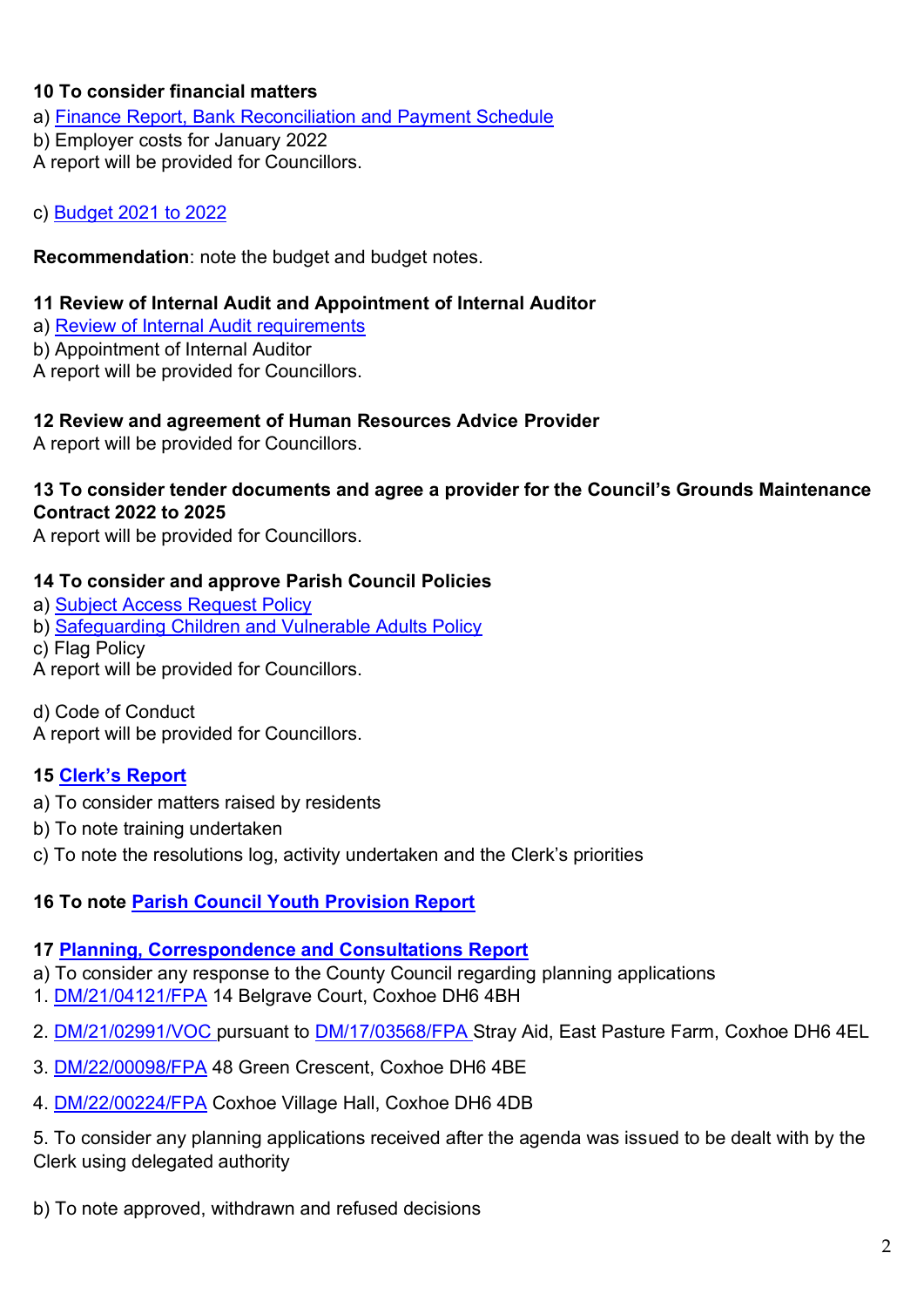**10 To consider financial matters**

a) Finance Report, Bank Reconciliation and Payment Schedule
b) Employer costs for January 2022
A report will be provided for Councillors.

c) Budget 2021 to 2022

**Recommendation**: note the budget and budget notes.

**11 Review of Internal Audit and Appointment of Internal Auditor**

a) Review of Internal Audit requirements
b) Appointment of Internal Auditor
A report will be provided for Councillors.

**12 Review and agreement of Human Resources Advice Provider**

A report will be provided for Councillors.

**13 To consider tender documents and agree a provider for the Council's Grounds Maintenance Contract 2022 to 2025**

A report will be provided for Councillors.

**14 To consider and approve Parish Council Policies**

a) Subject Access Request Policy
b) Safeguarding Children and Vulnerable Adults Policy
c) Flag Policy
A report will be provided for Councillors.

d) Code of Conduct
A report will be provided for Councillors.

**15 Clerk's Report**

a) To consider matters raised by residents
b) To note training undertaken
c) To note the resolutions log, activity undertaken and the Clerk's priorities

**16 To note Parish Council Youth Provision Report**

**17 Planning, Correspondence and Consultations Report**

a) To consider any response to the County Council regarding planning applications

1. DM/21/04121/FPA 14 Belgrave Court, Coxhoe DH6 4BH
2. DM/21/02991/VOC pursuant to DM/17/03568/FPA Stray Aid, East Pasture Farm, Coxhoe DH6 4EL
3. DM/22/00098/FPA 48 Green Crescent, Coxhoe DH6 4BE
4. DM/22/00224/FPA Coxhoe Village Hall, Coxhoe DH6 4DB
5. To consider any planning applications received after the agenda was issued to be dealt with by the Clerk using delegated authority

b) To note approved, withdrawn and refused decisions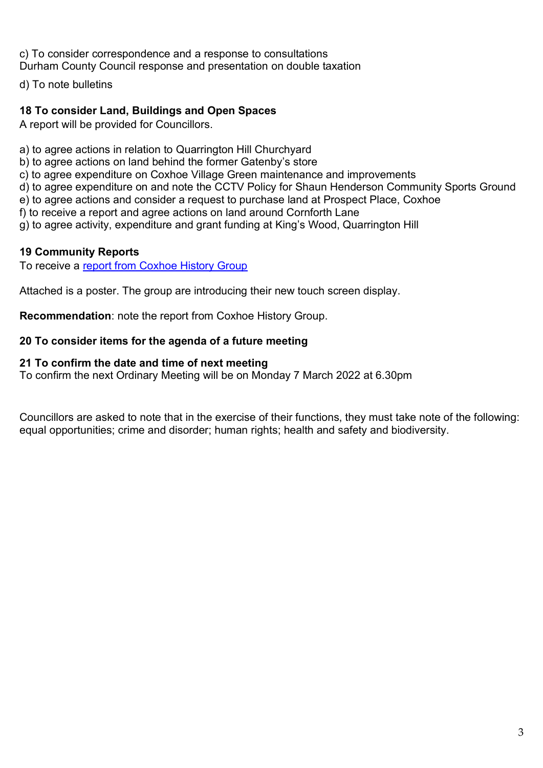c) To consider correspondence and a response to consultations
Durham County Council response and presentation on double taxation

d) To note bulletins

**18 To consider Land, Buildings and Open Spaces**
A report will be provided for Councillors.

a) to agree actions in relation to Quarrington Hill Churchyard
b) to agree actions on land behind the former Gatenby's store
c) to agree expenditure on Coxhoe Village Green maintenance and improvements
d) to agree expenditure on and note the CCTV Policy for Shaun Henderson Community Sports Ground
e) to agree actions and consider a request to purchase land at Prospect Place, Coxhoe
f) to receive a report and agree actions on land around Cornforth Lane
g) to agree activity, expenditure and grant funding at King's Wood, Quarrington Hill

**19 Community Reports**
To receive a report from Coxhoe History Group

Attached is a poster. The group are introducing their new touch screen display.

**Recommendation**: note the report from Coxhoe History Group.

**20 To consider items for the agenda of a future meeting**

**21 To confirm the date and time of next meeting**
To confirm the next Ordinary Meeting will be on Monday 7 March 2022 at 6.30pm

Councillors are asked to note that in the exercise of their functions, they must take note of the following: equal opportunities; crime and disorder; human rights; health and safety and biodiversity.